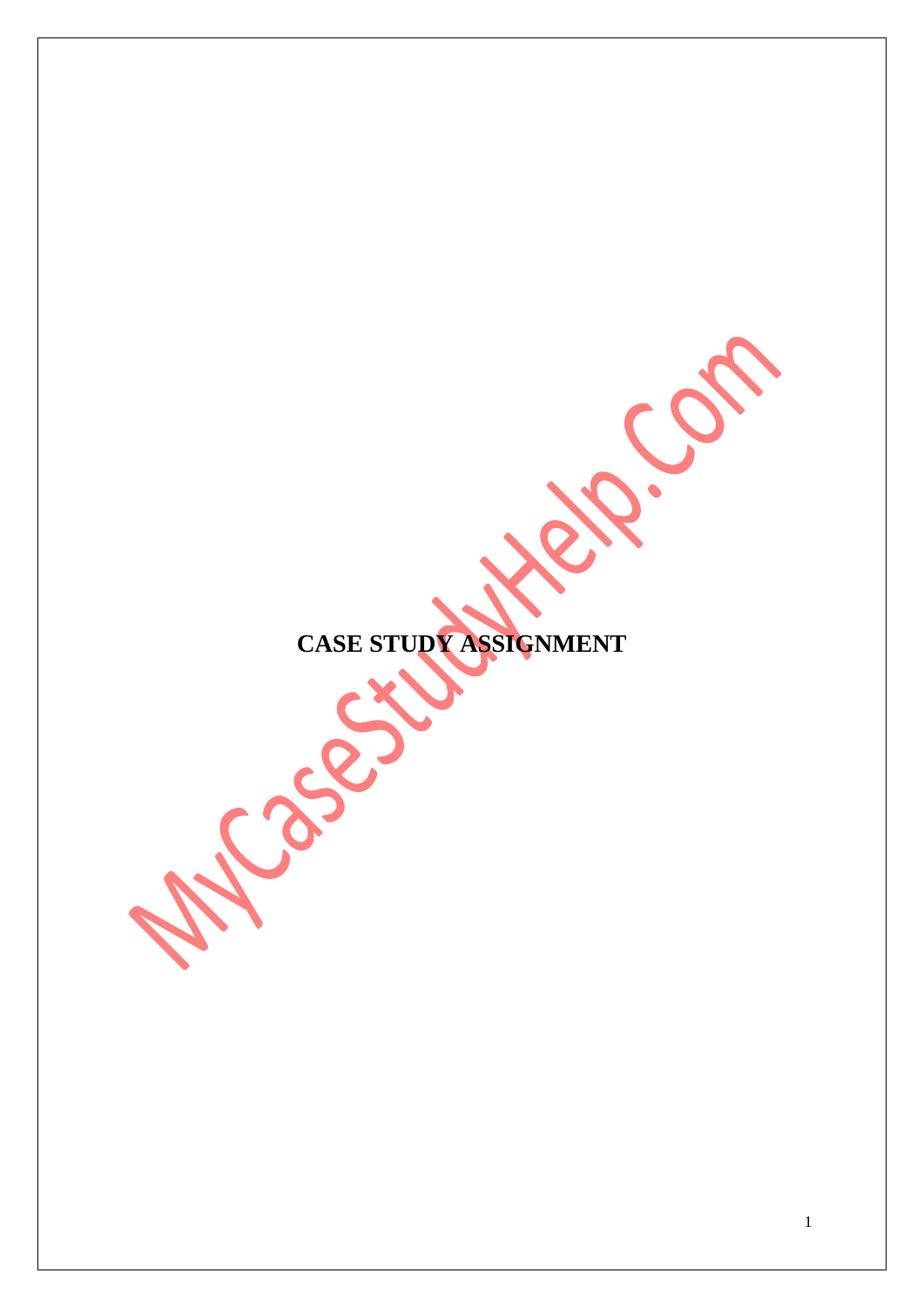**CASE STUDY ASSIGNMENT**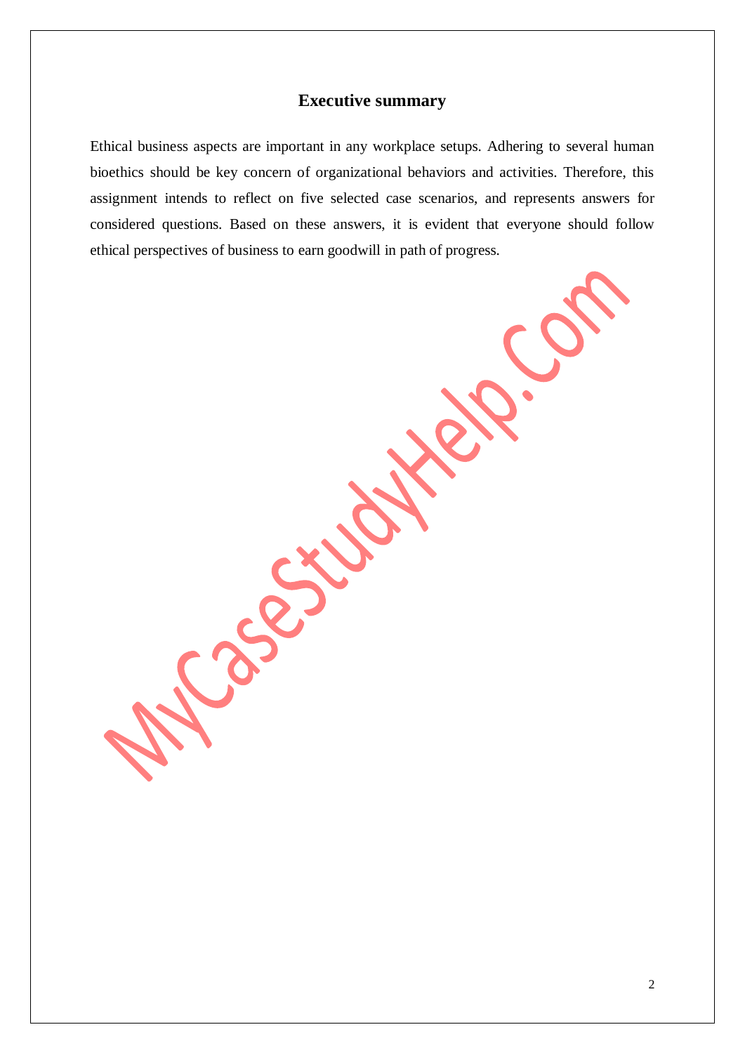## Executive summary

Ethical business aspects are important in any workplace setups. Adhering to several human bioethics should be key concern of organizational behaviors and activities. Therefore, this assignment intends to reflect on five selected case scenarios, and represents answers for considered questions. Based on these answers, it is evident that everyone should follow ethical perspectives of business to earn goodwill in path of progress.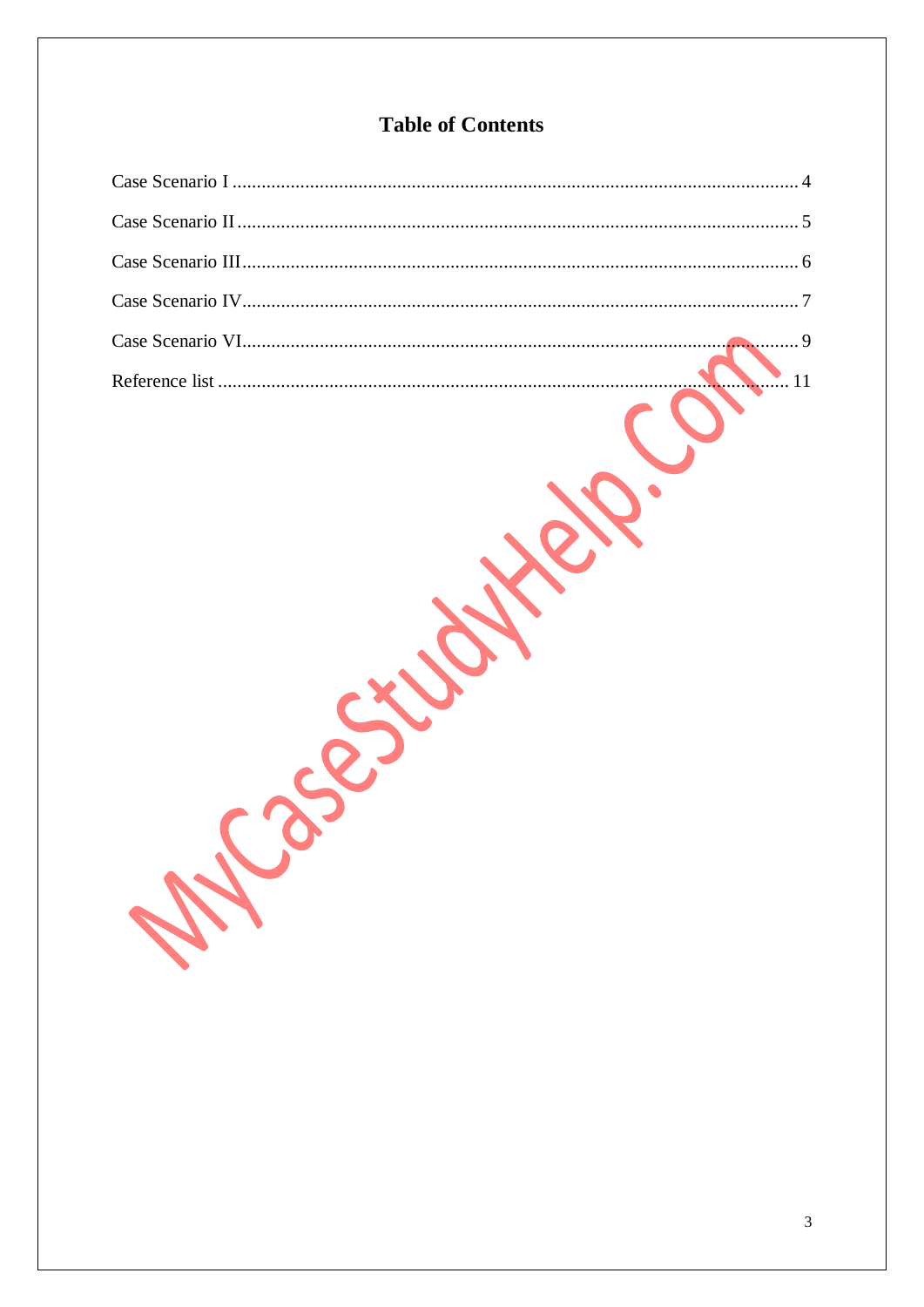# Table of Contents

Case Scenario I .................................................................................................................... 4

Case Scenario II .................................................................................................................. 5

Case Scenario III ................................................................................................................. 6

Case Scenario IV ................................................................................................................. 7

Case Scenario VI ................................................................................................................. 9

Reference list ..................................................................................................................... 11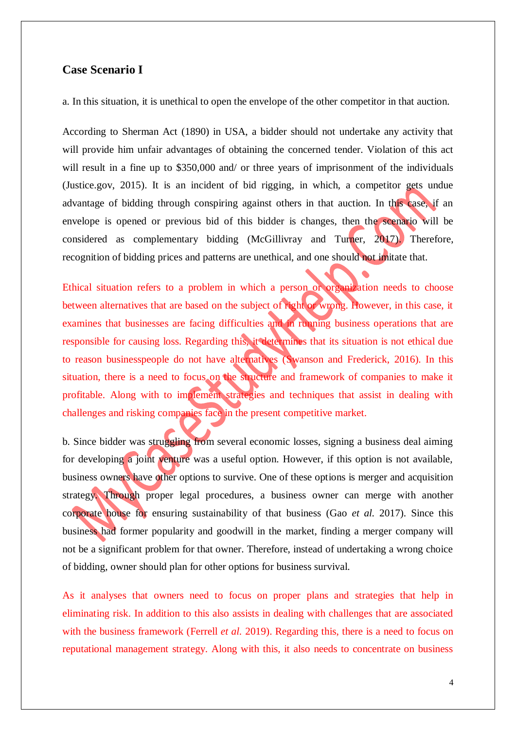## Case Scenario I

a. In this situation, it is unethical to open the envelope of the other competitor in that auction.

According to Sherman Act (1890) in USA, a bidder should not undertake any activity that will provide him unfair advantages of obtaining the concerned tender. Violation of this act will result in a fine up to $350,000 and/ or three years of imprisonment of the individuals (Justice.gov, 2015). It is an incident of bid rigging, in which, a competitor gets undue advantage of bidding through conspiring against others in that auction. In this case, if an envelope is opened or previous bid of this bidder is changes, then the scenario will be considered as complementary bidding (McGillivray and Turner, 2017). Therefore, recognition of bidding prices and patterns are unethical, and one should not imitate that.

Ethical situation refers to a problem in which a person or organization needs to choose between alternatives that are based on the subject of right or wrong. However, in this case, it examines that businesses are facing difficulties and in running business operations that are responsible for causing loss. Regarding this, it determines that its situation is not ethical due to reason businesspeople do not have alternatives (Swanson and Frederick, 2016). In this situation, there is a need to focus on the structure and framework of companies to make it profitable. Along with to implement strategies and techniques that assist in dealing with challenges and risking companies face in the present competitive market.

b. Since bidder was struggling from several economic losses, signing a business deal aiming for developing a joint venture was a useful option. However, if this option is not available, business owners have other options to survive. One of these options is merger and acquisition strategy. Through proper legal procedures, a business owner can merge with another corporate house for ensuring sustainability of that business (Gao *et al.* 2017). Since this business had former popularity and goodwill in the market, finding a merger company will not be a significant problem for that owner. Therefore, instead of undertaking a wrong choice of bidding, owner should plan for other options for business survival.

As it analyses that owners need to focus on proper plans and strategies that help in eliminating risk. In addition to this also assists in dealing with challenges that are associated with the business framework (Ferrell *et al.* 2019). Regarding this, there is a need to focus on reputational management strategy. Along with this, it also needs to concentrate on business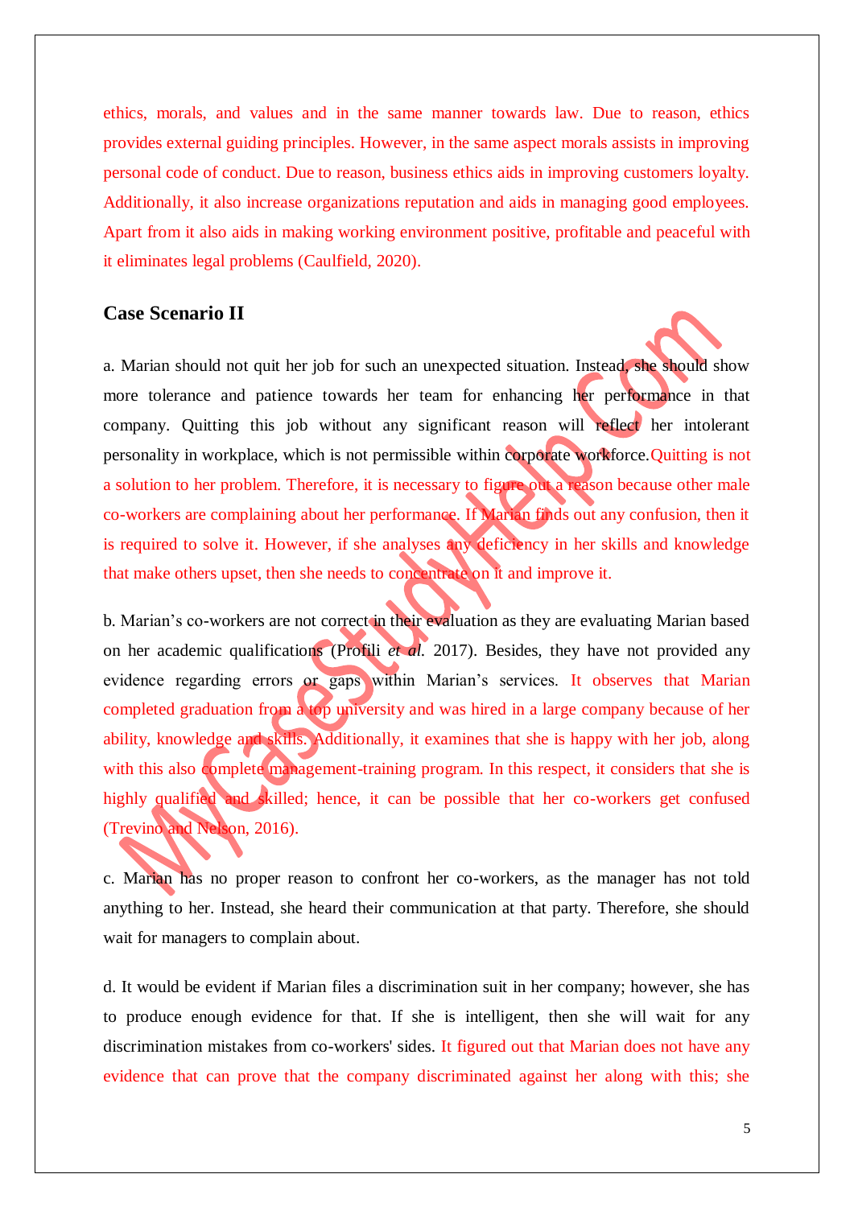ethics, morals, and values and in the same manner towards law. Due to reason, ethics provides external guiding principles. However, in the same aspect morals assists in improving personal code of conduct. Due to reason, business ethics aids in improving customers loyalty. Additionally, it also increase organizations reputation and aids in managing good employees. Apart from it also aids in making working environment positive, profitable and peaceful with it eliminates legal problems (Caulfield, 2020).

## Case Scenario II

a. Marian should not quit her job for such an unexpected situation. Instead, she should show more tolerance and patience towards her team for enhancing her performance in that company. Quitting this job without any significant reason will reflect her intolerant personality in workplace, which is not permissible within corporate workforce. Quitting is not a solution to her problem. Therefore, it is necessary to figure out a reason because other male co-workers are complaining about her performance. If Marian finds out any confusion, then it is required to solve it. However, if she analyses any deficiency in her skills and knowledge that make others upset, then she needs to concentrate on it and improve it.

b. Marian's co-workers are not correct in their evaluation as they are evaluating Marian based on her academic qualifications (Profili *et al.* 2017). Besides, they have not provided any evidence regarding errors or gaps within Marian's services. It observes that Marian completed graduation from a top university and was hired in a large company because of her ability, knowledge and skills. Additionally, it examines that she is happy with her job, along with this also complete management-training program. In this respect, it considers that she is highly qualified and skilled; hence, it can be possible that her co-workers get confused (Trevino and Nelson, 2016).

c. Marian has no proper reason to confront her co-workers, as the manager has not told anything to her. Instead, she heard their communication at that party. Therefore, she should wait for managers to complain about.

d. It would be evident if Marian files a discrimination suit in her company; however, she has to produce enough evidence for that. If she is intelligent, then she will wait for any discrimination mistakes from co-workers' sides. It figured out that Marian does not have any evidence that can prove that the company discriminated against her along with this; she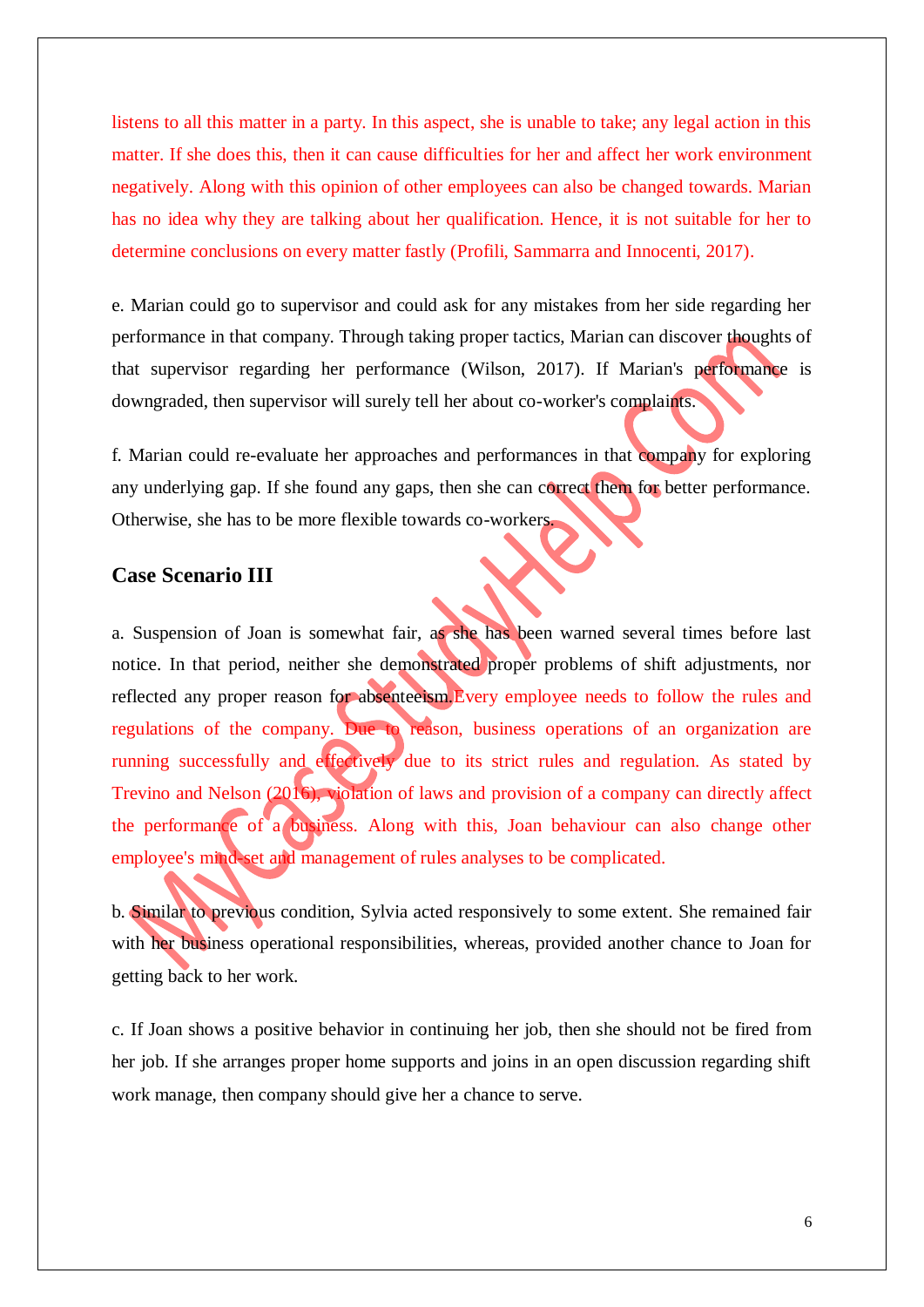listens to all this matter in a party. In this aspect, she is unable to take; any legal action in this matter. If she does this, then it can cause difficulties for her and affect her work environment negatively. Along with this opinion of other employees can also be changed towards. Marian has no idea why they are talking about her qualification. Hence, it is not suitable for her to determine conclusions on every matter fastly (Profili, Sammarra and Innocenti, 2017).

e. Marian could go to supervisor and could ask for any mistakes from her side regarding her performance in that company. Through taking proper tactics, Marian can discover thoughts of that supervisor regarding her performance (Wilson, 2017). If Marian's performance is downgraded, then supervisor will surely tell her about co-worker's complaints.

f. Marian could re-evaluate her approaches and performances in that company for exploring any underlying gap. If she found any gaps, then she can correct them for better performance. Otherwise, she has to be more flexible towards co-workers.

## Case Scenario III

a. Suspension of Joan is somewhat fair, as she has been warned several times before last notice. In that period, neither she demonstrated proper problems of shift adjustments, nor reflected any proper reason for absenteeism.Every employee needs to follow the rules and regulations of the company. Due to reason, business operations of an organization are running successfully and effectively due to its strict rules and regulation. As stated by Trevino and Nelson (2016), violation of laws and provision of a company can directly affect the performance of a business. Along with this, Joan behaviour can also change other employee's mind-set and management of rules analyses to be complicated.

b. Similar to previous condition, Sylvia acted responsively to some extent. She remained fair with her business operational responsibilities, whereas, provided another chance to Joan for getting back to her work.

c. If Joan shows a positive behavior in continuing her job, then she should not be fired from her job. If she arranges proper home supports and joins in an open discussion regarding shift work manage, then company should give her a chance to serve.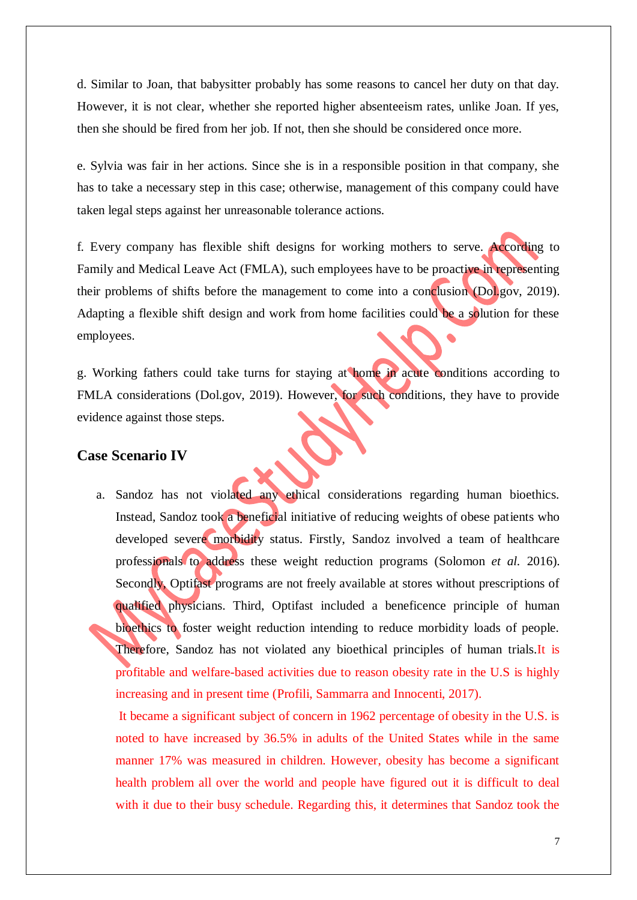d. Similar to Joan, that babysitter probably has some reasons to cancel her duty on that day. However, it is not clear, whether she reported higher absenteeism rates, unlike Joan. If yes, then she should be fired from her job. If not, then she should be considered once more.

e. Sylvia was fair in her actions. Since she is in a responsible position in that company, she has to take a necessary step in this case; otherwise, management of this company could have taken legal steps against her unreasonable tolerance actions.

f. Every company has flexible shift designs for working mothers to serve. According to Family and Medical Leave Act (FMLA), such employees have to be proactive in representing their problems of shifts before the management to come into a conclusion (Dol.gov, 2019). Adapting a flexible shift design and work from home facilities could be a solution for these employees.

g. Working fathers could take turns for staying at home in acute conditions according to FMLA considerations (Dol.gov, 2019). However, for such conditions, they have to provide evidence against those steps.

## Case Scenario IV

a. Sandoz has not violated any ethical considerations regarding human bioethics. Instead, Sandoz took a beneficial initiative of reducing weights of obese patients who developed severe morbidity status. Firstly, Sandoz involved a team of healthcare professionals to address these weight reduction programs (Solomon *et al.* 2016). Secondly, Optifast programs are not freely available at stores without prescriptions of qualified physicians. Third, Optifast included a beneficence principle of human bioethics to foster weight reduction intending to reduce morbidity loads of people. Therefore, Sandoz has not violated any bioethical principles of human trials. It is profitable and welfare-based activities due to reason obesity rate in the U.S is highly increasing and in present time (Profili, Sammarra and Innocenti, 2017).

It became a significant subject of concern in 1962 percentage of obesity in the U.S. is noted to have increased by 36.5% in adults of the United States while in the same manner 17% was measured in children. However, obesity has become a significant health problem all over the world and people have figured out it is difficult to deal with it due to their busy schedule. Regarding this, it determines that Sandoz took the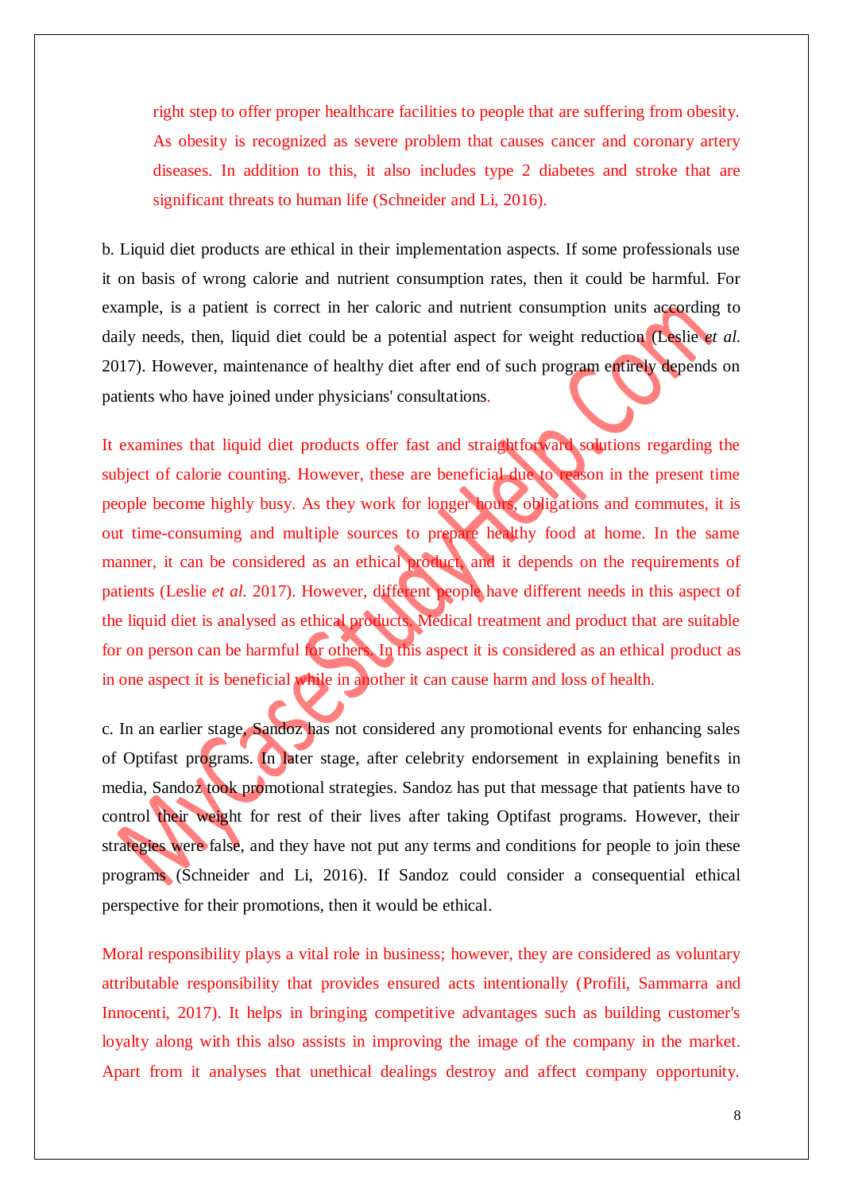right step to offer proper healthcare facilities to people that are suffering from obesity. As obesity is recognized as severe problem that causes cancer and coronary artery diseases. In addition to this, it also includes type 2 diabetes and stroke that are significant threats to human life (Schneider and Li, 2016).

b. Liquid diet products are ethical in their implementation aspects. If some professionals use it on basis of wrong calorie and nutrient consumption rates, then it could be harmful. For example, is a patient is correct in her caloric and nutrient consumption units according to daily needs, then, liquid diet could be a potential aspect for weight reduction (Leslie *et al.* 2017). However, maintenance of healthy diet after end of such program entirely depends on patients who have joined under physicians' consultations.

It examines that liquid diet products offer fast and straightforward solutions regarding the subject of calorie counting. However, these are beneficial due to reason in the present time people become highly busy. As they work for longer hours, obligations and commutes, it is out time-consuming and multiple sources to prepare healthy food at home. In the same manner, it can be considered as an ethical product, and it depends on the requirements of patients (Leslie *et al.* 2017). However, different people have different needs in this aspect of the liquid diet is analysed as ethical products. Medical treatment and product that are suitable for on person can be harmful for others. In this aspect it is considered as an ethical product as in one aspect it is beneficial while in another it can cause harm and loss of health.

c. In an earlier stage, Sandoz has not considered any promotional events for enhancing sales of Optifast programs. In later stage, after celebrity endorsement in explaining benefits in media, Sandoz took promotional strategies. Sandoz has put that message that patients have to control their weight for rest of their lives after taking Optifast programs. However, their strategies were false, and they have not put any terms and conditions for people to join these programs (Schneider and Li, 2016). If Sandoz could consider a consequential ethical perspective for their promotions, then it would be ethical.

Moral responsibility plays a vital role in business; however, they are considered as voluntary attributable responsibility that provides ensured acts intentionally (Profili, Sammarra and Innocenti, 2017). It helps in bringing competitive advantages such as building customer's loyalty along with this also assists in improving the image of the company in the market. Apart from it analyses that unethical dealings destroy and affect company opportunity.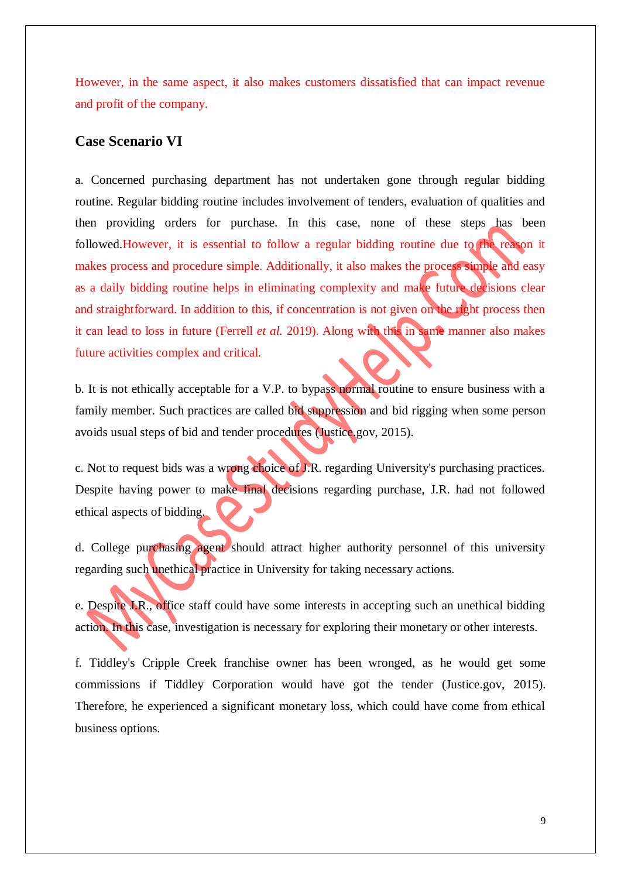However, in the same aspect, it also makes customers dissatisfied that can impact revenue and profit of the company.

## Case Scenario VI

a. Concerned purchasing department has not undertaken gone through regular bidding routine. Regular bidding routine includes involvement of tenders, evaluation of qualities and then providing orders for purchase. In this case, none of these steps has been followed.However, it is essential to follow a regular bidding routine due to the reason it makes process and procedure simple. Additionally, it also makes the process simple and easy as a daily bidding routine helps in eliminating complexity and make future decisions clear and straightforward. In addition to this, if concentration is not given on the right process then it can lead to loss in future (Ferrell *et al.* 2019). Along with this in same manner also makes future activities complex and critical.

b. It is not ethically acceptable for a V.P. to bypass normal routine to ensure business with a family member. Such practices are called bid suppression and bid rigging when some person avoids usual steps of bid and tender procedures (Justice.gov, 2015).

c. Not to request bids was a wrong choice of J.R. regarding University's purchasing practices. Despite having power to make final decisions regarding purchase, J.R. had not followed ethical aspects of bidding.

d. College purchasing agent should attract higher authority personnel of this university regarding such unethical practice in University for taking necessary actions.

e. Despite J.R., office staff could have some interests in accepting such an unethical bidding action. In this case, investigation is necessary for exploring their monetary or other interests.

f. Tiddley's Cripple Creek franchise owner has been wronged, as he would get some commissions if Tiddley Corporation would have got the tender (Justice.gov, 2015). Therefore, he experienced a significant monetary loss, which could have come from ethical business options.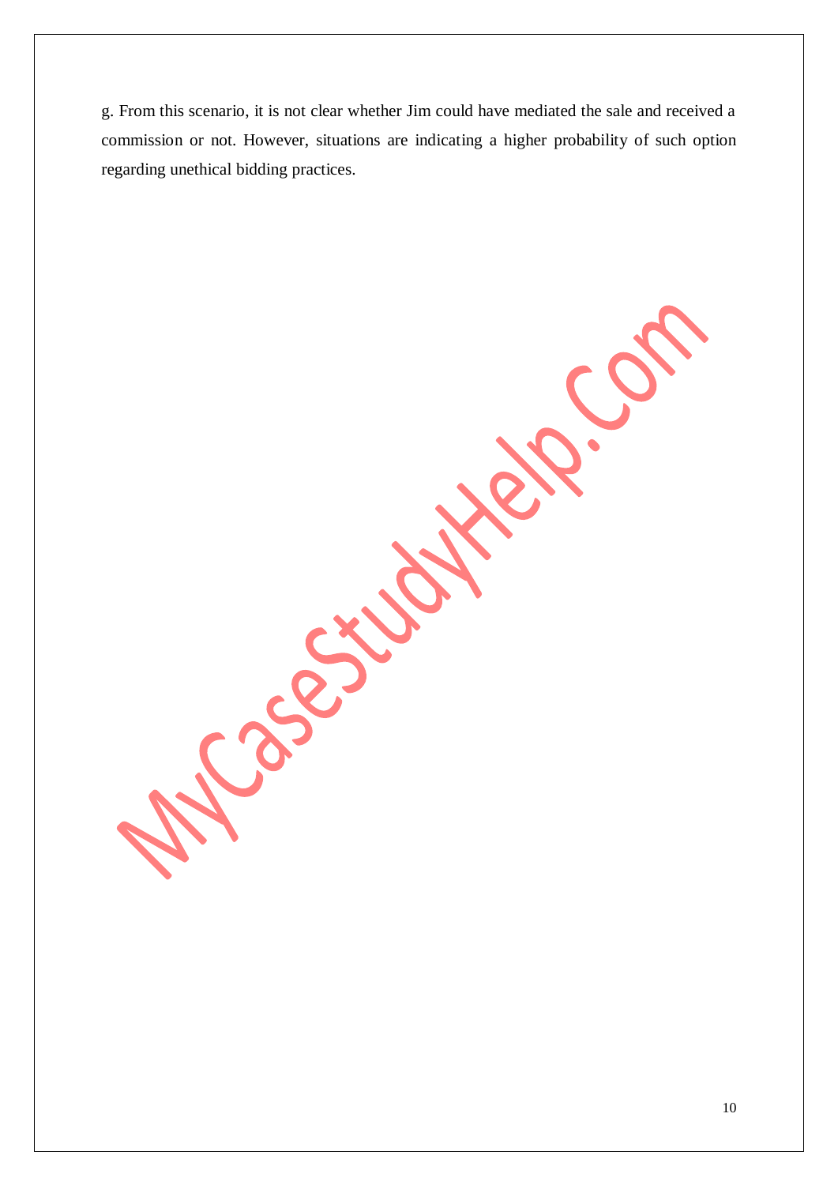g. From this scenario, it is not clear whether Jim could have mediated the sale and received a commission or not. However, situations are indicating a higher probability of such option regarding unethical bidding practices.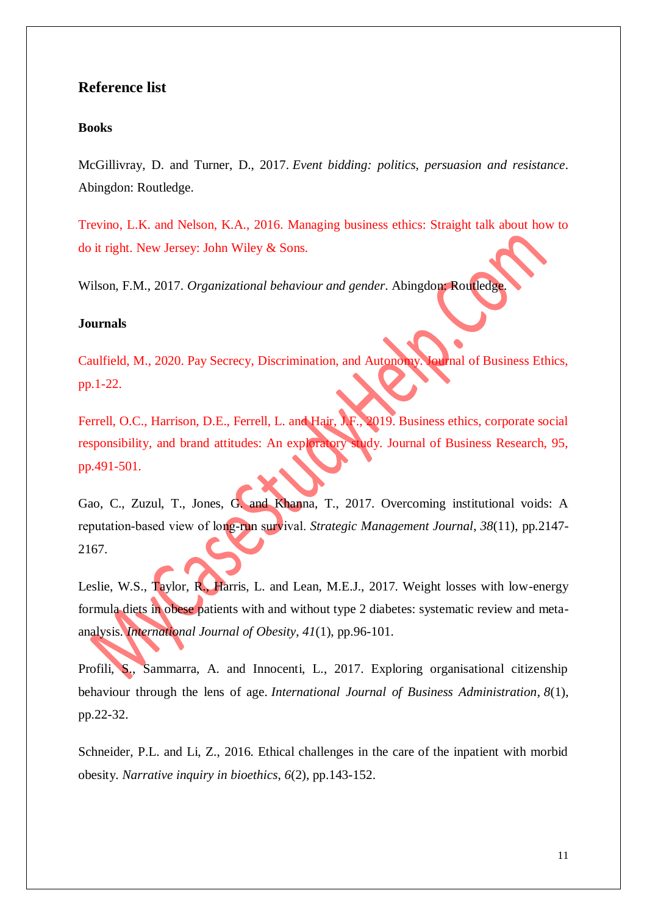## Reference list

### Books

McGillivray, D. and Turner, D., 2017. *Event bidding: politics, persuasion and resistance*. Abingdon: Routledge.

Trevino, L.K. and Nelson, K.A., 2016. Managing business ethics: Straight talk about how to do it right. New Jersey: John Wiley & Sons.

Wilson, F.M., 2017. *Organizational behaviour and gender*. Abingdon: Routledge.

### Journals

Caulfield, M., 2020. Pay Secrecy, Discrimination, and Autonomy. Journal of Business Ethics, pp.1-22.

Ferrell, O.C., Harrison, D.E., Ferrell, L. and Hair, J.F., 2019. Business ethics, corporate social responsibility, and brand attitudes: An exploratory study. Journal of Business Research, 95, pp.491-501.

Gao, C., Zuzul, T., Jones, G. and Khanna, T., 2017. Overcoming institutional voids: A reputation-based view of long-run survival. *Strategic Management Journal*, *38*(11), pp.2147-2167.

Leslie, W.S., Taylor, R., Harris, L. and Lean, M.E.J., 2017. Weight losses with low-energy formula diets in obese patients with and without type 2 diabetes: systematic review and meta-analysis. *International Journal of Obesity*, *41*(1), pp.96-101.

Profili, S., Sammarra, A. and Innocenti, L., 2017. Exploring organisational citizenship behaviour through the lens of age. *International Journal of Business Administration*, *8*(1), pp.22-32.

Schneider, P.L. and Li, Z., 2016. Ethical challenges in the care of the inpatient with morbid obesity. *Narrative inquiry in bioethics*, *6*(2), pp.143-152.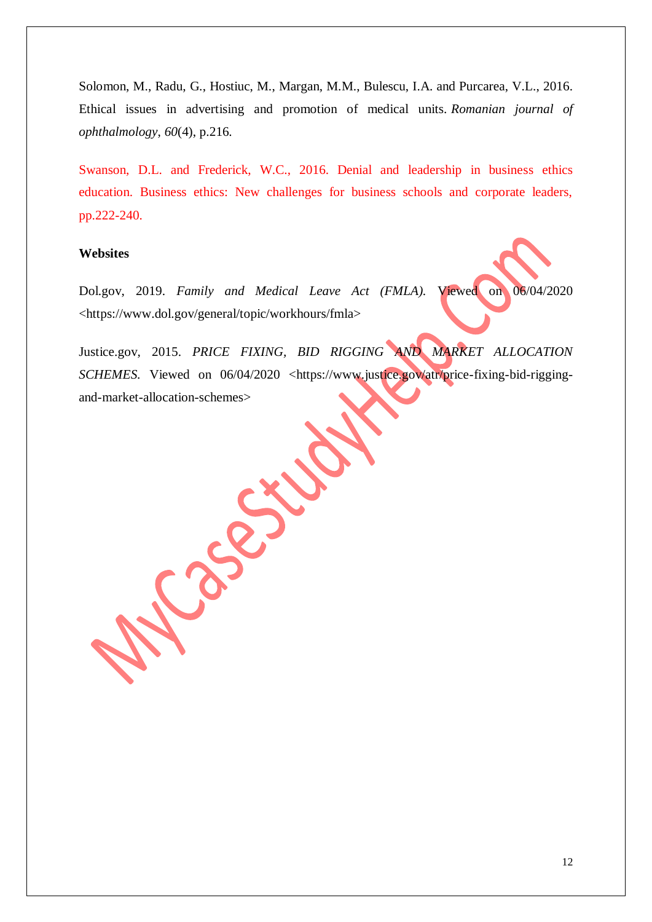Solomon, M., Radu, G., Hostiuc, M., Margan, M.M., Bulescu, I.A. and Purcarea, V.L., 2016. Ethical issues in advertising and promotion of medical units. *Romanian journal of ophthalmology*, *60*(4), p.216.

Swanson, D.L. and Frederick, W.C., 2016. Denial and leadership in business ethics education. Business ethics: New challenges for business schools and corporate leaders, pp.222-240.

**Websites**

Dol.gov, 2019. *Family and Medical Leave Act (FMLA).* Viewed on 06/04/2020 <https://www.dol.gov/general/topic/workhours/fmla>

Justice.gov, 2015. *PRICE FIXING, BID RIGGING AND MARKET ALLOCATION SCHEMES.* Viewed on 06/04/2020 <https://www.justice.gov/atr/price-fixing-bid-rigging-and-market-allocation-schemes>